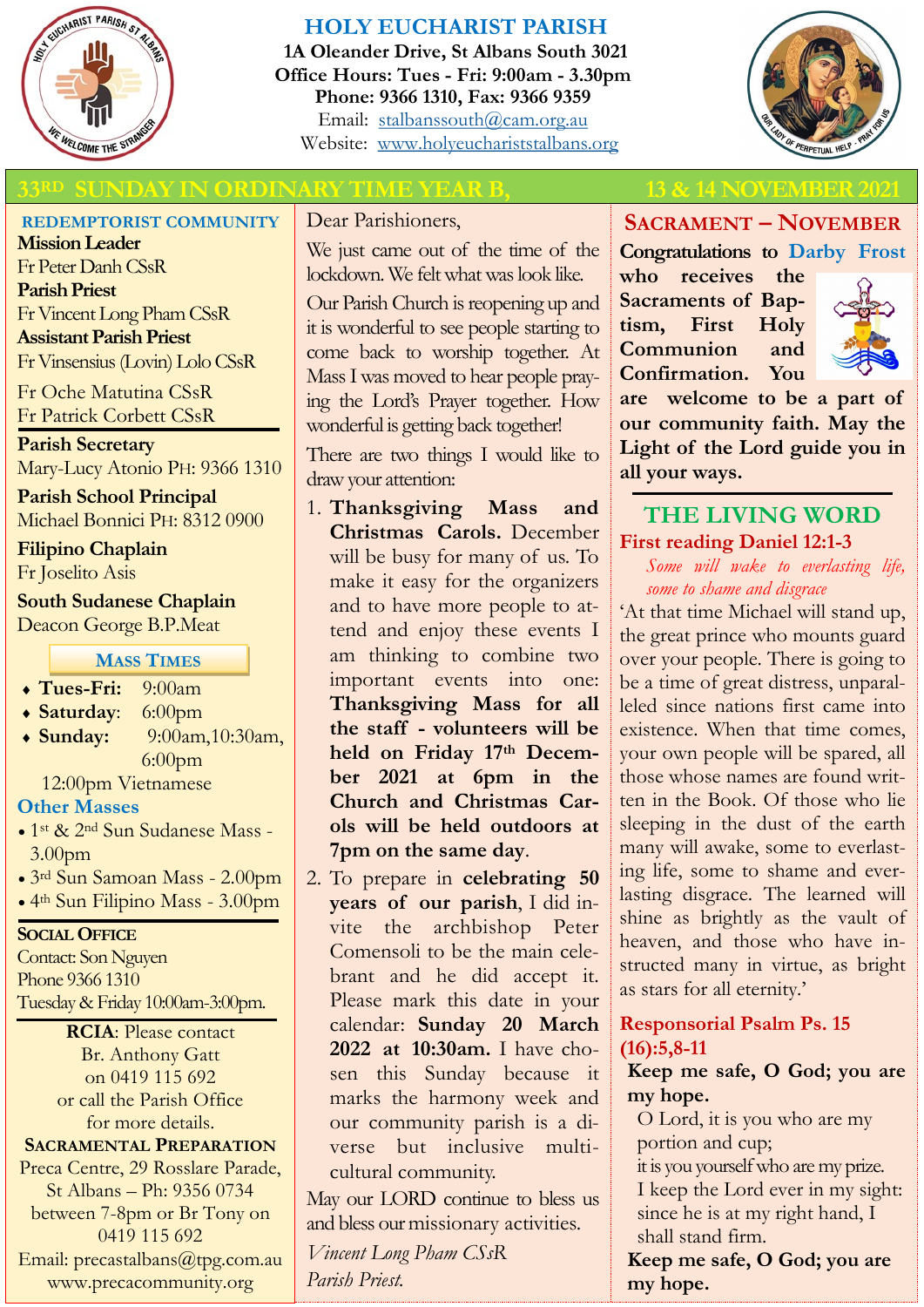# HOLY EUCHARIST PARISH

**1A Oleander Drive, St Albans South 3021**
**Office Hours: Tues - Fri: 9:00am - 3.30pm**
**Phone: 9366 1310, Fax: 9366 9359**
Email: stalbanssouth@cam.org.au
Website: www.holyeuchariststalbans.org

## 33RD SUNDAY IN ORDINARY TIME YEAR B, 13 & 14 NOVEMBER 2021

### REDEMPTORIST COMMUNITY

**Mission Leader**
Fr Peter Danh CSsR
**Parish Priest**
Fr Vincent Long Pham CSsR
**Assistant Parish Priest**
Fr Vinsensius (Lovin) Lolo CSsR

Fr Oche Matutina CSsR
Fr Patrick Corbett CSsR

**Parish Secretary**
Mary-Lucy Atonio PH: 9366 1310

**Parish School Principal**
Michael Bonnici PH: 8312 0900

**Filipino Chaplain**
Fr Joselito Asis

**South Sudanese Chaplain**
Deacon George B.P.Meat

### MASS TIMES

- **Tues-Fri:** 9:00am
- **Saturday**: 6:00pm
- **Sunday:** 9:00am,10:30am, 6:00pm

12:00pm Vietnamese

### Other Masses

- 1st & 2nd Sun Sudanese Mass - 3.00pm
- 3rd Sun Samoan Mass - 2.00pm
- 4th Sun Filipino Mass - 3.00pm

### SOCIAL OFFICE

Contact: Son Nguyen
Phone 9366 1310
Tuesday & Friday 10:00am-3:00pm.

**RCIA**: Please contact Br. Anthony Gatt on 0419 115 692 or call the Parish Office for more details.

### SACRAMENTAL PREPARATION

Preca Centre, 29 Rosslare Parade, St Albans – Ph: 9356 0734 between 7-8pm or Br Tony on 0419 115 692
Email: precastalbans@tpg.com.au
www.precacommunity.org

---

Dear Parishioners,

We just came out of the time of the lockdown. We felt what was look like.

Our Parish Church is reopening up and it is wonderful to see people starting to come back to worship together. At Mass I was moved to hear people praying the Lord's Prayer together. How wonderful is getting back together!

There are two things I would like to draw your attention:

1. **Thanksgiving Mass and Christmas Carols.** December will be busy for many of us. To make it easy for the organizers and to have more people to attend and enjoy these events I am thinking to combine two important events into one: **Thanksgiving Mass for all the staff - volunteers will be held on Friday 17th December 2021 at 6pm in the Church and Christmas Carols will be held outdoors at 7pm on the same day**.
2. To prepare in **celebrating 50 years of our parish**, I did invite the archbishop Peter Comensoli to be the main celebrant and he did accept it. Please mark this date in your calendar: **Sunday 20 March 2022 at 10:30am.** I have chosen this Sunday because it marks the harmony week and our community parish is a diverse but inclusive multicultural community.

May our LORD continue to bless us and bless our missionary activities.

*Vincent Long Pham CSsR*
*Parish Priest.*

---

## SACRAMENT – NOVEMBER

**Congratulations to Darby Frost who receives the Sacraments of Baptism, First Holy Communion and Confirmation. You are welcome to be a part of our community faith. May the Light of the Lord guide you in all your ways.**

## THE LIVING WORD

### First reading Daniel 12:1-3

*Some will wake to everlasting life, some to shame and disgrace*

'At that time Michael will stand up, the great prince who mounts guard over your people. There is going to be a time of great distress, unparalleled since nations first came into existence. When that time comes, your own people will be spared, all those whose names are found written in the Book. Of those who lie sleeping in the dust of the earth many will awake, some to everlasting life, some to shame and everlasting disgrace. The learned will shine as brightly as the vault of heaven, and those who have instructed many in virtue, as bright as stars for all eternity.'

### Responsorial Psalm Ps. 15 (16):5,8-11

**Keep me safe, O God; you are my hope.**

O Lord, it is you who are my portion and cup;
it is you yourself who are my prize.
I keep the Lord ever in my sight:
since he is at my right hand, I shall stand firm.

**Keep me safe, O God; you are my hope.**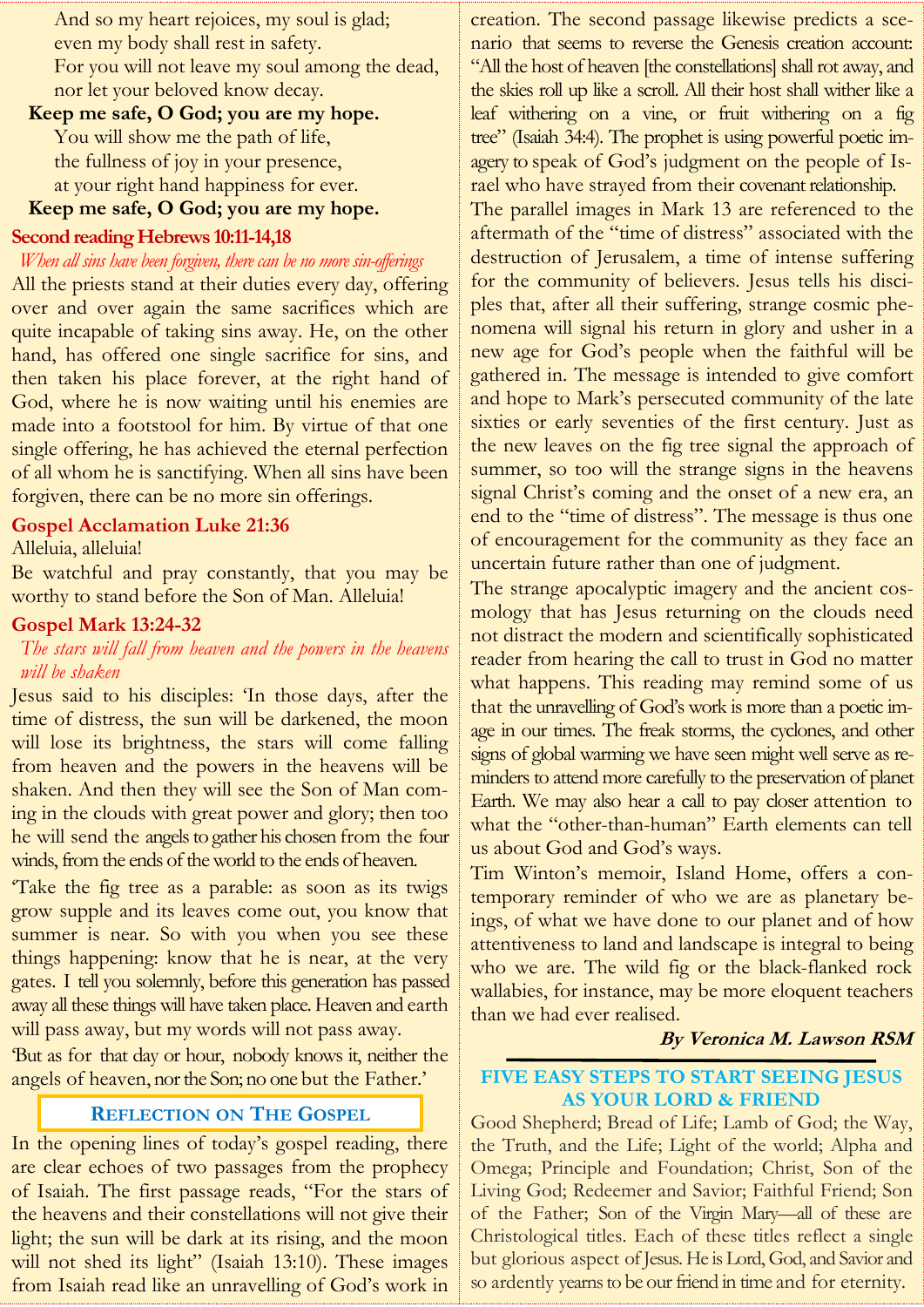And so my heart rejoices, my soul is glad;
even my body shall rest in safety.
For you will not leave my soul among the dead,
nor let your beloved know decay.

**Keep me safe, O God; you are my hope.**

You will show me the path of life,
the fullness of joy in your presence,
at your right hand happiness for ever.

**Keep me safe, O God; you are my hope.**

## Second reading Hebrews 10:11-14,18

*When all sins have been forgiven, there can be no more sin-offerings*

All the priests stand at their duties every day, offering over and over again the same sacrifices which are quite incapable of taking sins away. He, on the other hand, has offered one single sacrifice for sins, and then taken his place forever, at the right hand of God, where he is now waiting until his enemies are made into a footstool for him. By virtue of that one single offering, he has achieved the eternal perfection of all whom he is sanctifying. When all sins have been forgiven, there can be no more sin offerings.

## Gospel Acclamation Luke 21:36

Alleluia, alleluia!

Be watchful and pray constantly, that you may be worthy to stand before the Son of Man. Alleluia!

## Gospel Mark 13:24-32

*The stars will fall from heaven and the powers in the heavens will be shaken*

Jesus said to his disciples: 'In those days, after the time of distress, the sun will be darkened, the moon will lose its brightness, the stars will come falling from heaven and the powers in the heavens will be shaken. And then they will see the Son of Man coming in the clouds with great power and glory; then too he will send the angels to gather his chosen from the four winds, from the ends of the world to the ends of heaven.

'Take the fig tree as a parable: as soon as its twigs grow supple and its leaves come out, you know that summer is near. So with you when you see these things happening: know that he is near, at the very gates. I tell you solemnly, before this generation has passed away all these things will have taken place. Heaven and earth will pass away, but my words will not pass away.

'But as for that day or hour, nobody knows it, neither the angels of heaven, nor the Son; no one but the Father.'

## Reflection on The Gospel

In the opening lines of today's gospel reading, there are clear echoes of two passages from the prophecy of Isaiah. The first passage reads, "For the stars of the heavens and their constellations will not give their light; the sun will be dark at its rising, and the moon will not shed its light" (Isaiah 13:10). These images from Isaiah read like an unravelling of God's work in creation. The second passage likewise predicts a scenario that seems to reverse the Genesis creation account: "All the host of heaven [the constellations] shall rot away, and the skies roll up like a scroll. All their host shall wither like a leaf withering on a vine, or fruit withering on a fig tree" (Isaiah 34:4). The prophet is using powerful poetic imagery to speak of God's judgment on the people of Israel who have strayed from their covenant relationship.

The parallel images in Mark 13 are referenced to the aftermath of the "time of distress" associated with the destruction of Jerusalem, a time of intense suffering for the community of believers. Jesus tells his disciples that, after all their suffering, strange cosmic phenomena will signal his return in glory and usher in a new age for God's people when the faithful will be gathered in. The message is intended to give comfort and hope to Mark's persecuted community of the late sixties or early seventies of the first century. Just as the new leaves on the fig tree signal the approach of summer, so too will the strange signs in the heavens signal Christ's coming and the onset of a new era, an end to the "time of distress". The message is thus one of encouragement for the community as they face an uncertain future rather than one of judgment.

The strange apocalyptic imagery and the ancient cosmology that has Jesus returning on the clouds need not distract the modern and scientifically sophisticated reader from hearing the call to trust in God no matter what happens. This reading may remind some of us that the unravelling of God's work is more than a poetic image in our times. The freak storms, the cyclones, and other signs of global warming we have seen might well serve as reminders to attend more carefully to the preservation of planet Earth. We may also hear a call to pay closer attention to what the "other-than-human" Earth elements can tell us about God and God's ways.

Tim Winton's memoir, Island Home, offers a contemporary reminder of who we are as planetary beings, of what we have done to our planet and of how attentiveness to land and landscape is integral to being who we are. The wild fig or the black-flanked rock wallabies, for instance, may be more eloquent teachers than we had ever realised.

***By Veronica M. Lawson RSM***

## FIVE EASY STEPS TO START SEEING JESUS AS YOUR LORD & FRIEND

Good Shepherd; Bread of Life; Lamb of God; the Way, the Truth, and the Life; Light of the world; Alpha and Omega; Principle and Foundation; Christ, Son of the Living God; Redeemer and Savior; Faithful Friend; Son of the Father; Son of the Virgin Mary—all of these are Christological titles. Each of these titles reflect a single but glorious aspect of Jesus. He is Lord, God, and Savior and so ardently yearns to be our friend in time and for eternity.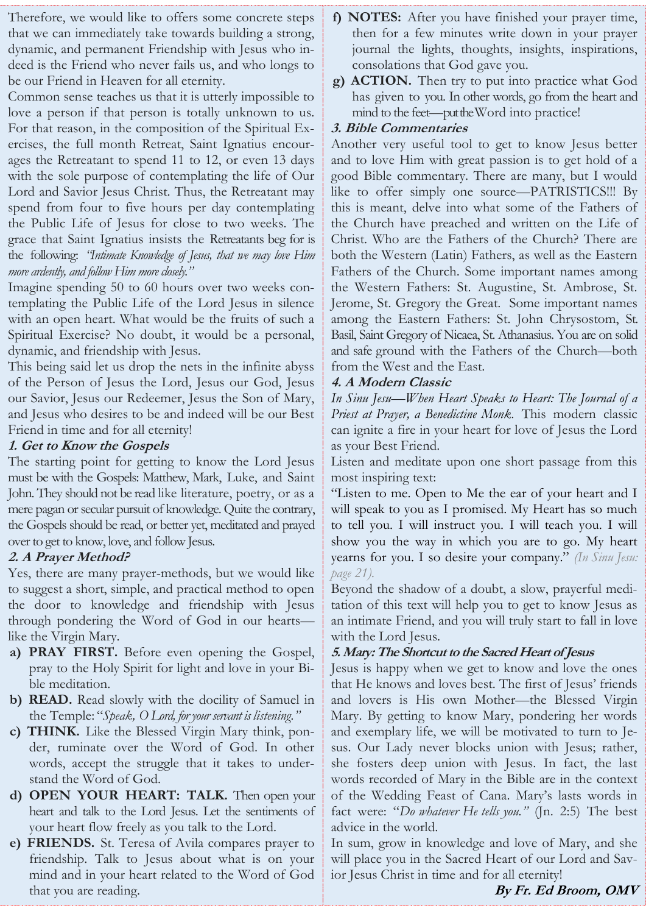Therefore, we would like to offers some concrete steps that we can immediately take towards building a strong, dynamic, and permanent Friendship with Jesus who indeed is the Friend who never fails us, and who longs to be our Friend in Heaven for all eternity.

Common sense teaches us that it is utterly impossible to love a person if that person is totally unknown to us. For that reason, in the composition of the Spiritual Exercises, the full month Retreat, Saint Ignatius encourages the Retreatant to spend 11 to 12, or even 13 days with the sole purpose of contemplating the life of Our Lord and Savior Jesus Christ. Thus, the Retreatant may spend from four to five hours per day contemplating the Public Life of Jesus for close to two weeks. The grace that Saint Ignatius insists the Retreatants beg for is the following: *"Intimate Knowledge of Jesus, that we may love Him more ardently, and follow Him more closely."*

Imagine spending 50 to 60 hours over two weeks contemplating the Public Life of the Lord Jesus in silence with an open heart. What would be the fruits of such a Spiritual Exercise? No doubt, it would be a personal, dynamic, and friendship with Jesus.

This being said let us drop the nets in the infinite abyss of the Person of Jesus the Lord, Jesus our God, Jesus our Savior, Jesus our Redeemer, Jesus the Son of Mary, and Jesus who desires to be and indeed will be our Best Friend in time and for all eternity!

### *1. Get to Know the Gospels*

The starting point for getting to know the Lord Jesus must be with the Gospels: Matthew, Mark, Luke, and Saint John. They should not be read like literature, poetry, or as a mere pagan or secular pursuit of knowledge. Quite the contrary, the Gospels should be read, or better yet, meditated and prayed over to get to know, love, and follow Jesus.

### *2. A Prayer Method?*

Yes, there are many prayer-methods, but we would like to suggest a short, simple, and practical method to open the door to knowledge and friendship with Jesus through pondering the Word of God in our hearts—like the Virgin Mary.

a) **PRAY FIRST.** Before even opening the Gospel, pray to the Holy Spirit for light and love in your Bible meditation.

b) **READ.** Read slowly with the docility of Samuel in the Temple: "*Speak, O Lord, for your servant is listening."*

c) **THINK.** Like the Blessed Virgin Mary think, ponder, ruminate over the Word of God. In other words, accept the struggle that it takes to understand the Word of God.

d) **OPEN YOUR HEART: TALK.** Then open your heart and talk to the Lord Jesus. Let the sentiments of your heart flow freely as you talk to the Lord.

e) **FRIENDS.** St. Teresa of Avila compares prayer to friendship. Talk to Jesus about what is on your mind and in your heart related to the Word of God that you are reading.

f) **NOTES:** After you have finished your prayer time, then for a few minutes write down in your prayer journal the lights, thoughts, insights, inspirations, consolations that God gave you.

g) **ACTION.** Then try to put into practice what God has given to you. In other words, go from the heart and mind to the feet—put the Word into practice!

### *3. Bible Commentaries*

Another very useful tool to get to know Jesus better and to love Him with great passion is to get hold of a good Bible commentary. There are many, but I would like to offer simply one source—PATRISTICS!!! By this is meant, delve into what some of the Fathers of the Church have preached and written on the Life of Christ. Who are the Fathers of the Church? There are both the Western (Latin) Fathers, as well as the Eastern Fathers of the Church. Some important names among the Western Fathers: St. Augustine, St. Ambrose, St. Jerome, St. Gregory the Great. Some important names among the Eastern Fathers: St. John Chrysostom, St. Basil, Saint Gregory of Nicaea, St. Athanasius. You are on solid and safe ground with the Fathers of the Church—both from the West and the East.

### *4. A Modern Classic*

*In Sinu Jesu—When Heart Speaks to Heart: The Journal of a Priest at Prayer, a Benedictine Monk.* This modern classic can ignite a fire in your heart for love of Jesus the Lord as your Best Friend.

Listen and meditate upon one short passage from this most inspiring text:

"Listen to me. Open to Me the ear of your heart and I will speak to you as I promised. My Heart has so much to tell you. I will instruct you. I will teach you. I will show you the way in which you are to go. My heart yearns for you. I so desire your company." *(In Sinu Jesu: page 21).*

Beyond the shadow of a doubt, a slow, prayerful meditation of this text will help you to get to know Jesus as an intimate Friend, and you will truly start to fall in love with the Lord Jesus.

### *5. Mary: The Shortcut to the Sacred Heart of Jesus*

Jesus is happy when we get to know and love the ones that He knows and loves best. The first of Jesus' friends and lovers is His own Mother—the Blessed Virgin Mary. By getting to know Mary, pondering her words and exemplary life, we will be motivated to turn to Jesus. Our Lady never blocks union with Jesus; rather, she fosters deep union with Jesus. In fact, the last words recorded of Mary in the Bible are in the context of the Wedding Feast of Cana. Mary's lasts words in fact were: "*Do whatever He tells you."* (Jn. 2:5) The best advice in the world.

In sum, grow in knowledge and love of Mary, and she will place you in the Sacred Heart of our Lord and Savior Jesus Christ in time and for all eternity!

***By Fr. Ed Broom, OMV***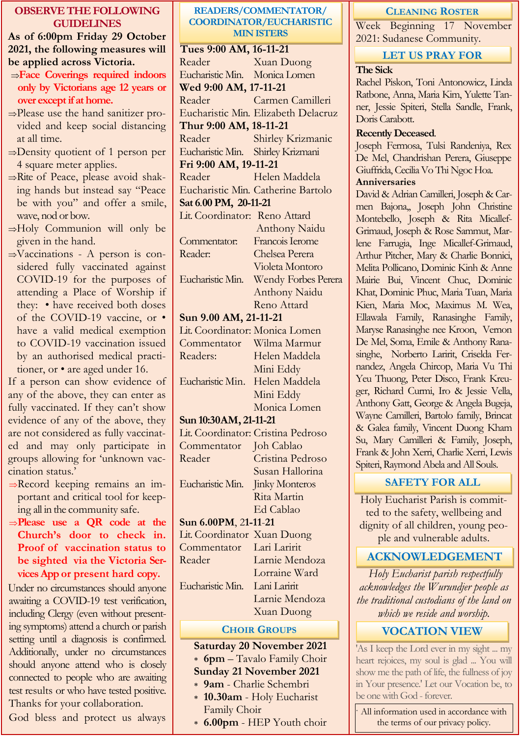## OBSERVE THE FOLLOWING GUIDELINES

**As of 6:00pm Friday 29 October 2021, the following measures will be applied across Victoria.**

- ⇒**Face Coverings required indoors only by Victorians age 12 years or over except if at home.**
- ⇒Please use the hand sanitizer provided and keep social distancing at all time.
- ⇒Density quotient of 1 person per 4 square meter applies.
- ⇒Rite of Peace, please avoid shaking hands but instead say "Peace be with you" and offer a smile, wave, nod or bow.
- ⇒Holy Communion will only be given in the hand.
- ⇒Vaccinations - A person is considered fully vaccinated against COVID-19 for the purposes of attending a Place of Worship if they: • have received both doses of the COVID-19 vaccine, or • have a valid medical exemption to COVID-19 vaccination issued by an authorised medical practitioner, or • are aged under 16.

If a person can show evidence of any of the above, they can enter as fully vaccinated. If they can't show evidence of any of the above, they are not considered as fully vaccinated and may only participate in groups allowing for 'unknown vaccination status.'

- ⇒Record keeping remains an important and critical tool for keeping all in the community safe.
- ⇒**Please use a QR code at the Church's door to check in. Proof of vaccination status to be sighted via the Victoria Services App or present hard copy.**

Under no circumstances should anyone awaiting a COVID-19 test verification, including Clergy (even without presenting symptoms) attend a church or parish setting until a diagnosis is confirmed. Additionally, under no circumstances should anyone attend who is closely connected to people who are awaiting test results or who have tested positive.

Thanks for your collaboration.

God bless and protect us always

## READERS/COMMENTATOR/ COORDINATOR/EUCHARISTIC MIN ISTERS

**Tues 9:00 AM, 16-11-21**
Reader — Xuan Duong
Eucharistic Min. — Monica Lomen

**Wed 9:00 AM, 17-11-21**
Reader — Carmen Camilleri
Eucharistic Min. — Elizabeth Delacruz

**Thur 9:00 AM, 18-11-21**
Reader — Shirley Krizmanic
Eucharistic Min. — Shirley Krizmani

**Fri 9:00 AM, 19-11-21**
Reader — Helen Maddela
Eucharistic Min. — Catherine Bartolo

**Sat 6.00 PM, 20-11-21**
Lit. Coordinator: — Reno Attard, Anthony Naidu
Commentator: — Francois Ierome
Reader: — Chelsea Perera, Violeta Montoro
Eucharistic Min. — Wendy Forbes Perera, Anthony Naidu, Reno Attard

**Sun 9.00 AM, 21-11-21**
Lit. Coordinator: — Monica Lomen
Commentator — Wilma Marmur
Readers: — Helen Maddela, Mini Eddy
Eucharistic Min. — Helen Maddela, Mini Eddy, Monica Lomen

**Sun 10:30AM, 21-11-21**
Lit. Coordinator: — Cristina Pedroso
Commentator — Joh Cablao
Reader — Cristina Pedroso, Susan Hallorina
Eucharistic Min. — Jinky Monteros, Rita Martin, Ed Cablao

**Sun 6.00PM, 21-11-21**
Lit. Coordinator — Xuan Duong
Commentator — Lari Laririt
Reader — Larnie Mendoza, Lorraine Ward
Eucharistic Min. — Lani Laririt, Larnie Mendoza, Xuan Duong

## CHOIR GROUPS

**Saturday 20 November 2021**
- **6pm** – Tavalo Family Choir

**Sunday 21 November 2021**
- **9am** - Charlie Schembri
- **10.30am** - Holy Eucharist Family Choir
- **6.00pm** - HEP Youth choir

## CLEANING ROSTER

Week Beginning 17 November 2021: Sudanese Community.

## LET US PRAY FOR

**The Sick**
Rachel Piskon, Toni Antonowicz, Linda Ratbone, Anna, Maria Kim, Yulette Tanner, Jessie Spiteri, Stella Sandle, Frank, Doris Carabott.

**Recently Deceased.**
Joseph Fermosa, Tulsi Randeniya, Rex De Mel, Chandrishan Perera, Giuseppe Giuffrida, Cecilia Vo Thi Ngoc Hoa.

**Anniversaries**
David & Adrian Camilleri, Joseph & Carmen Bajona,, Joseph John Christine Montebello, Joseph & Rita Micallef-Grimaud, Joseph & Rose Sammut, Marlene Farrugia, Inge Micallef-Grimaud, Arthur Pitcher, Mary & Charlie Bonnici, Melita Pollicano, Dominic Kinh & Anne Mairie Bui, Vincent Chuc, Dominic Khat, Dominic Phuc, Maria Tuan, Maria Kien, Maria Moc, Maximus M. Wea, Ellawala Family, Ranasinghe Family, Maryse Ranasinghe nee Kroon, Vernon De Mel, Soma, Emile & Anthony Ranasinghe, Norberto Laririt, Criselda Fernandez, Angela Chircop, Maria Vu Thi Yeu Thuong, Peter Disco, Frank Kreuger, Richard Curmi, Iro & Jessie Vella, Anthony Gatt, George & Angela Bugeja, Wayne Camilleri, Bartolo family, Brincat & Galea family, Vincent Duong Kham Su, Mary Camilleri & Family, Joseph, Frank & John Xerri, Charlie Xerri, Lewis Spiteri, Raymond Abela and All Souls.

## SAFETY FOR ALL

Holy Eucharist Parish is committed to the safety, wellbeing and dignity of all children, young people and vulnerable adults.

## ACKNOWLEDGEMENT

*Holy Eucharist parish respectfully acknowledges the Wurundjer people as the traditional custodians of the land on which we reside and worship.*

## VOCATION VIEW

'As I keep the Lord ever in my sight ... my heart rejoices, my soul is glad ... You will show me the path of life, the fullness of joy in Your presence.' Let our Vocation be, to be one with God - forever.

· All information used in accordance with the terms of our privacy policy.